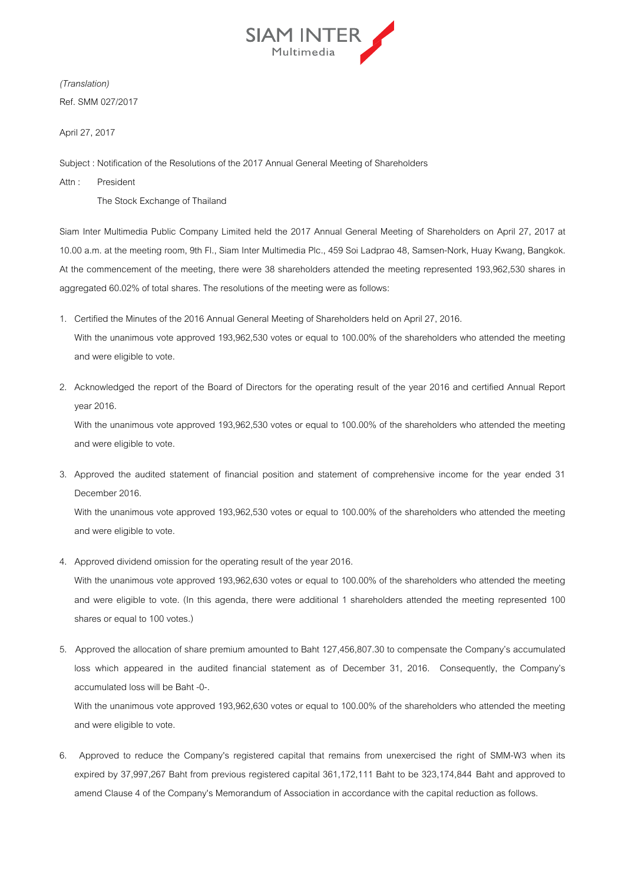SIAM INTER Multimedia

*(Translation)*

Ref. SMM 027/2017

April 27, 2017

Subject : Notification of the Resolutions of the 2017 Annual General Meeting of Shareholders

Attn : President

The Stock Exchange of Thailand

Siam Inter Multimedia Public Company Limited held the 2017 Annual General Meeting of Shareholders on April 27, 2017 at 10.00 a.m. at the meeting room, 9th Fl., Siam Inter Multimedia Plc., 459 Soi Ladprao 48, Samsen-Nork, Huay Kwang, Bangkok. At the commencement of the meeting, there were 38 shareholders attended the meeting represented 193,962,530 shares in aggregated 60.02% of total shares. The resolutions of the meeting were as follows:

1. Certified the Minutes of the 2016 Annual General Meeting of Shareholders held on April 27, 2016.

   With the unanimous vote approved 193,962,530 votes or equal to 100.00% of the shareholders who attended the meeting and were eligible to vote.

2. Acknowledged the report of the Board of Directors for the operating result of the year 2016 and certified Annual Report year 2016.

   With the unanimous vote approved 193,962,530 votes or equal to 100.00% of the shareholders who attended the meeting and were eligible to vote.

3. Approved the audited statement of financial position and statement of comprehensive income for the year ended 31 December 2016.

   With the unanimous vote approved 193,962,530 votes or equal to 100.00% of the shareholders who attended the meeting and were eligible to vote.

4. Approved dividend omission for the operating result of the year 2016.

   With the unanimous vote approved 193,962,630 votes or equal to 100.00% of the shareholders who attended the meeting and were eligible to vote. (In this agenda, there were additional 1 shareholders attended the meeting represented 100 shares or equal to 100 votes.)

5. Approved the allocation of share premium amounted to Baht 127,456,807.30 to compensate the Company's accumulated loss which appeared in the audited financial statement as of December 31, 2016. Consequently, the Company's accumulated loss will be Baht -0-.

   With the unanimous vote approved 193,962,630 votes or equal to 100.00% of the shareholders who attended the meeting and were eligible to vote.

6. Approved to reduce the Company's registered capital that remains from unexercised the right of SMM-W3 when its expired by 37,997,267 Baht from previous registered capital 361,172,111 Baht to be 323,174,844 Baht and approved to amend Clause 4 of the Company's Memorandum of Association in accordance with the capital reduction as follows.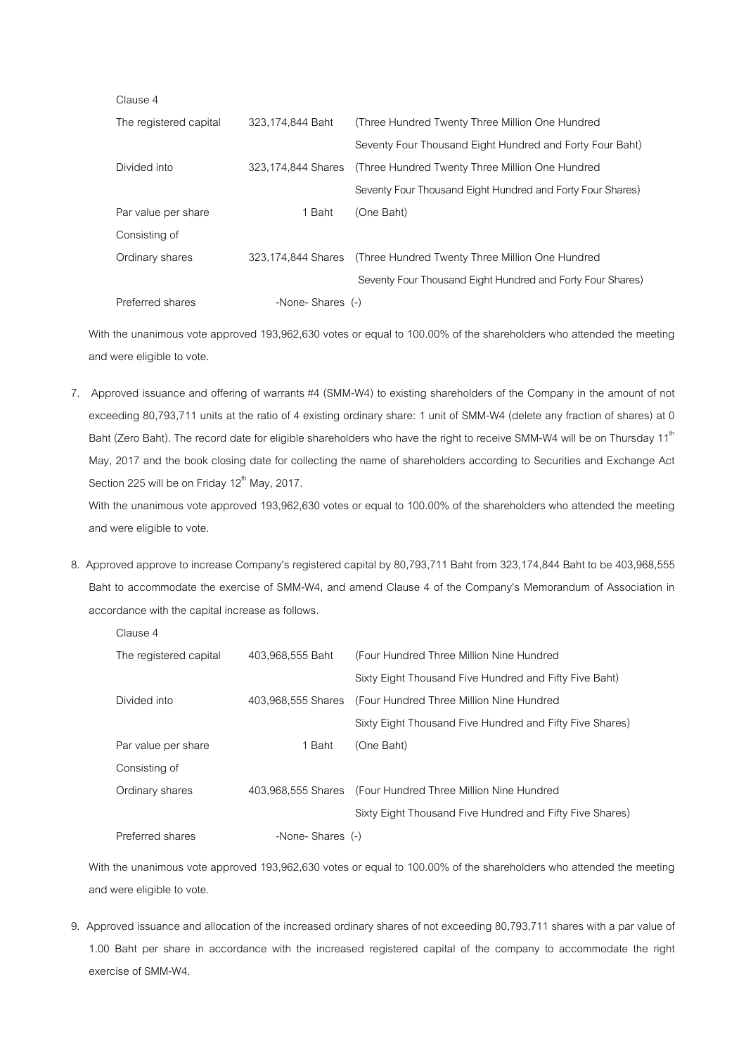Clause 4

| | | |
|---|---|---|
| The registered capital | 323,174,844 Baht | (Three Hundred Twenty Three Million One Hundred Seventy Four Thousand Eight Hundred and Forty Four Baht) |
| Divided into | 323,174,844 Shares | (Three Hundred Twenty Three Million One Hundred Seventy Four Thousand Eight Hundred and Forty Four Shares) |
| Par value per share | 1 Baht | (One Baht) |
| Consisting of | | |
| Ordinary shares | 323,174,844 Shares | (Three Hundred Twenty Three Million One Hundred Seventy Four Thousand Eight Hundred and Forty Four Shares) |
| Preferred shares | -None- Shares | (-) |

With the unanimous vote approved 193,962,630 votes or equal to 100.00% of the shareholders who attended the meeting and were eligible to vote.

7. Approved issuance and offering of warrants #4 (SMM-W4) to existing shareholders of the Company in the amount of not exceeding 80,793,711 units at the ratio of 4 existing ordinary share: 1 unit of SMM-W4 (delete any fraction of shares) at 0 Baht (Zero Baht). The record date for eligible shareholders who have the right to receive SMM-W4 will be on Thursday 11th May, 2017 and the book closing date for collecting the name of shareholders according to Securities and Exchange Act Section 225 will be on Friday 12th May, 2017.
   With the unanimous vote approved 193,962,630 votes or equal to 100.00% of the shareholders who attended the meeting and were eligible to vote.

8. Approved approve to increase Company's registered capital by 80,793,711 Baht from 323,174,844 Baht to be 403,968,555 Baht to accommodate the exercise of SMM-W4, and amend Clause 4 of the Company's Memorandum of Association in accordance with the capital increase as follows.

Clause 4

| | | |
|---|---|---|
| The registered capital | 403,968,555 Baht | (Four Hundred Three Million Nine Hundred Sixty Eight Thousand Five Hundred and Fifty Five Baht) |
| Divided into | 403,968,555 Shares | (Four Hundred Three Million Nine Hundred Sixty Eight Thousand Five Hundred and Fifty Five Shares) |
| Par value per share | 1 Baht | (One Baht) |
| Consisting of | | |
| Ordinary shares | 403,968,555 Shares | (Four Hundred Three Million Nine Hundred Sixty Eight Thousand Five Hundred and Fifty Five Shares) |
| Preferred shares | -None- Shares | (-) |

With the unanimous vote approved 193,962,630 votes or equal to 100.00% of the shareholders who attended the meeting and were eligible to vote.

9. Approved issuance and allocation of the increased ordinary shares of not exceeding 80,793,711 shares with a par value of 1.00 Baht per share in accordance with the increased registered capital of the company to accommodate the right exercise of SMM-W4.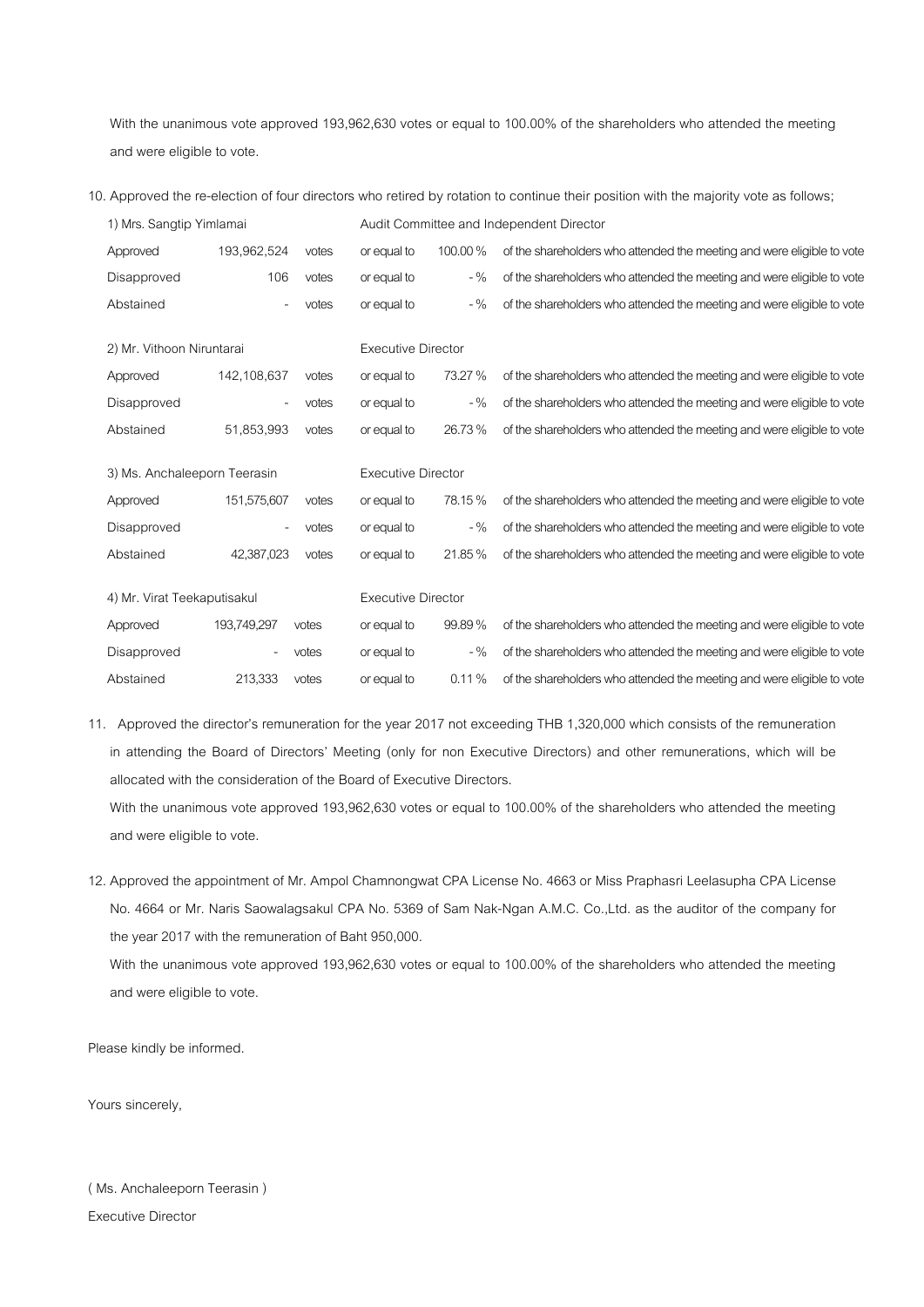With the unanimous vote approved 193,962,630 votes or equal to 100.00% of the shareholders who attended the meeting and were eligible to vote.

10. Approved the re-election of four directors who retired by rotation to continue their position with the majority vote as follows;

| | | | | | |
|---|---|---|---|---|---|
| 1) Mrs. Sangtip Yimlamai | | | Audit Committee and Independent Director | | |
| Approved | 193,962,524 | votes | or equal to | 100.00 % | of the shareholders who attended the meeting and were eligible to vote |
| Disapproved | 106 | votes | or equal to | - % | of the shareholders who attended the meeting and were eligible to vote |
| Abstained | - | votes | or equal to | - % | of the shareholders who attended the meeting and were eligible to vote |
| 2) Mr. Vithoon Niruntarai | | | Executive Director | | |
| Approved | 142,108,637 | votes | or equal to | 73.27 % | of the shareholders who attended the meeting and were eligible to vote |
| Disapproved | - | votes | or equal to | - % | of the shareholders who attended the meeting and were eligible to vote |
| Abstained | 51,853,993 | votes | or equal to | 26.73 % | of the shareholders who attended the meeting and were eligible to vote |
| 3) Ms. Anchaleeporn Teerasin | | | Executive Director | | |
| Approved | 151,575,607 | votes | or equal to | 78.15 % | of the shareholders who attended the meeting and were eligible to vote |
| Disapproved | - | votes | or equal to | - % | of the shareholders who attended the meeting and were eligible to vote |
| Abstained | 42,387,023 | votes | or equal to | 21.85 % | of the shareholders who attended the meeting and were eligible to vote |
| 4) Mr. Virat Teekaputisakul | | | Executive Director | | |
| Approved | 193,749,297 | votes | or equal to | 99.89 % | of the shareholders who attended the meeting and were eligible to vote |
| Disapproved | - | votes | or equal to | - % | of the shareholders who attended the meeting and were eligible to vote |
| Abstained | 213,333 | votes | or equal to | 0.11 % | of the shareholders who attended the meeting and were eligible to vote |

11. Approved the director's remuneration for the year 2017 not exceeding THB 1,320,000 which consists of the remuneration in attending the Board of Directors' Meeting (only for non Executive Directors) and other remunerations, which will be allocated with the consideration of the Board of Executive Directors.
With the unanimous vote approved 193,962,630 votes or equal to 100.00% of the shareholders who attended the meeting and were eligible to vote.

12. Approved the appointment of Mr. Ampol Chamnongwat CPA License No. 4663 or Miss Praphasri Leelasupha CPA License No. 4664 or Mr. Naris Saowalagsakul CPA No. 5369 of Sam Nak-Ngan A.M.C. Co.,Ltd. as the auditor of the company for the year 2017 with the remuneration of Baht 950,000.
With the unanimous vote approved 193,962,630 votes or equal to 100.00% of the shareholders who attended the meeting and were eligible to vote.

Please kindly be informed.

Yours sincerely,

( Ms. Anchaleeporn Teerasin )

Executive Director